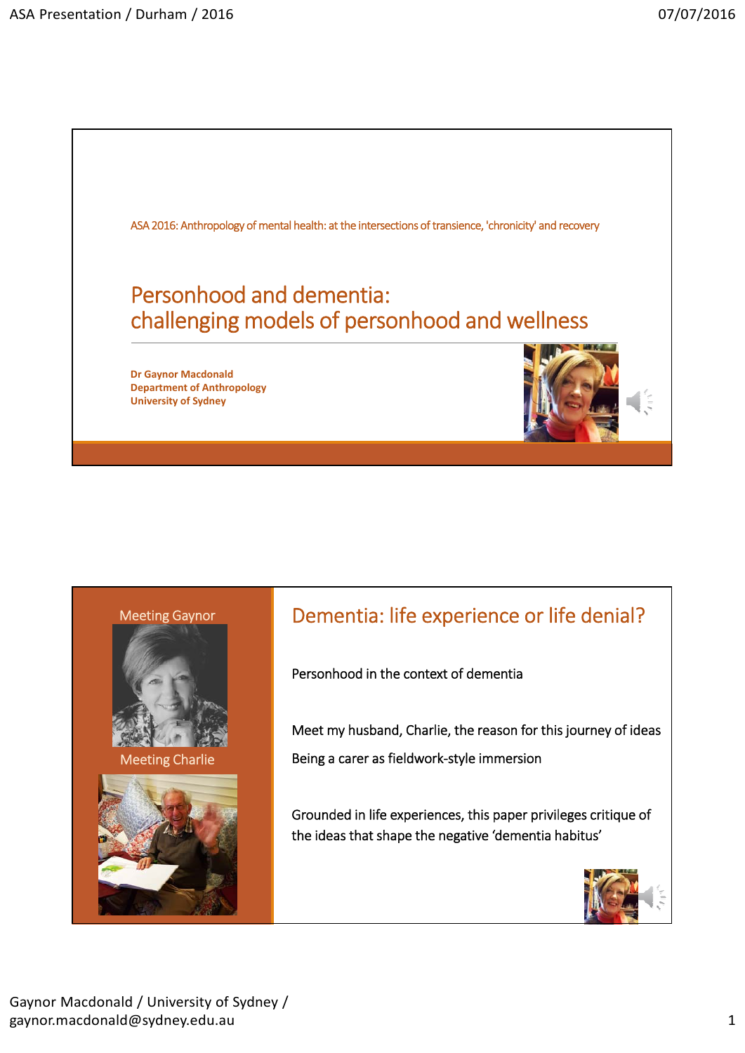ASA 2016: Anthropology of mental health: at the intersections of transience, 'chronicity' and recovery

# Personhood and dementia: challenging models of personhood and wellness

**Dr Gaynor Macdonald**
**Department of Anthropology**
**University of Sydney**

---

Meeting Gaynor

Meeting Charlie

## Dementia: life experience or life denial?

Personhood in the context of dementia

Meet my husband, Charlie, the reason for this journey of ideas

Being a carer as fieldwork-style immersion

Grounded in life experiences, this paper privileges critique of the ideas that shape the negative 'dementia habitus'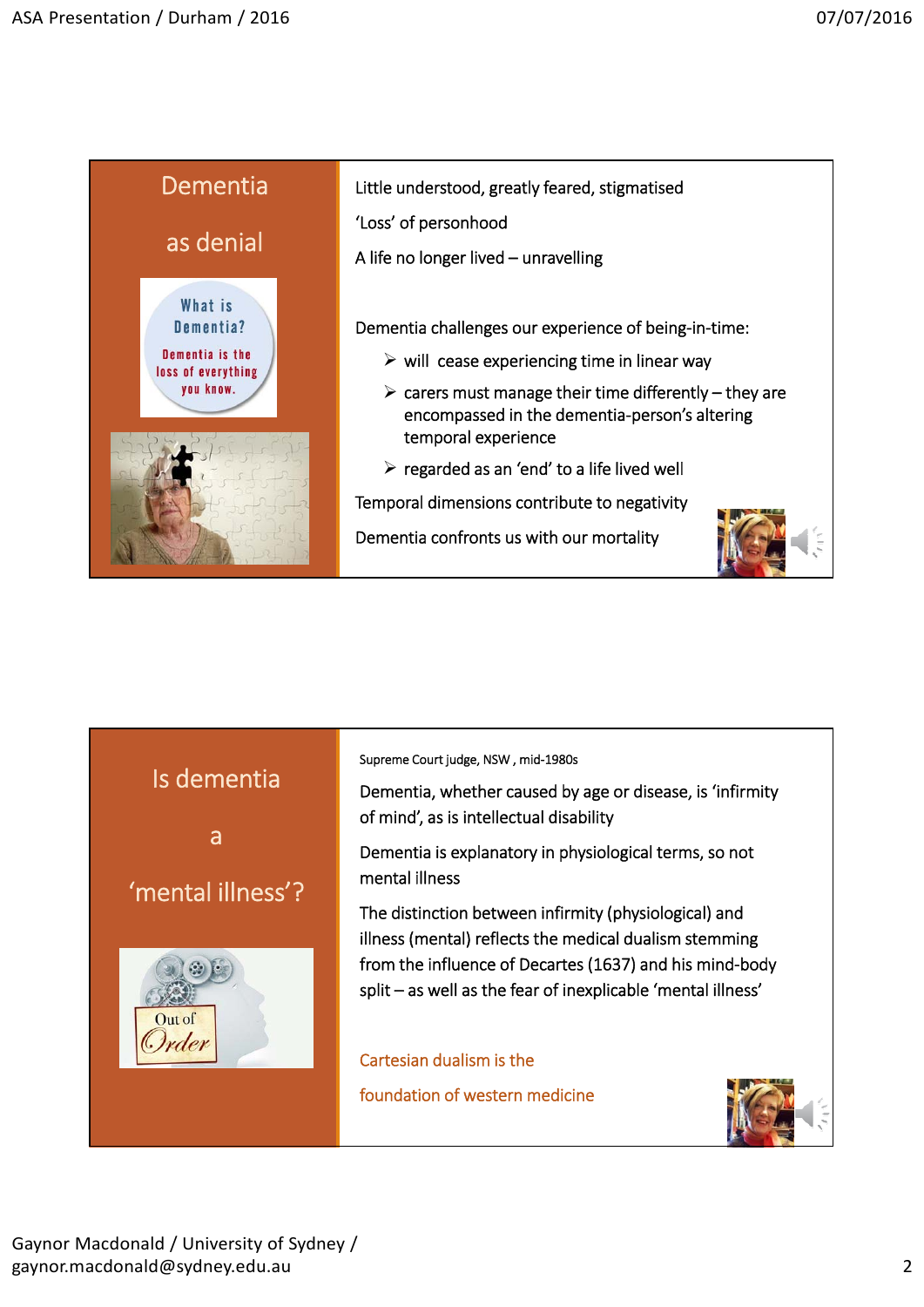## Dementia as denial

Little understood, greatly feared, stigmatised

'Loss' of personhood

A life no longer lived – unravelling

Dementia challenges our experience of being-in-time:

- will cease experiencing time in linear way
- carers must manage their time differently – they are encompassed in the dementia-person's altering temporal experience
- regarded as an 'end' to a life lived well

Temporal dimensions contribute to negativity

Dementia confronts us with our mortality

## Is dementia a 'mental illness'?

Supreme Court judge, NSW , mid-1980s

Dementia, whether caused by age or disease, is 'infirmity of mind', as is intellectual disability

Dementia is explanatory in physiological terms, so not mental illness

The distinction between infirmity (physiological) and illness (mental) reflects the medical dualism stemming from the influence of Decartes (1637) and his mind-body split – as well as the fear of inexplicable 'mental illness'

Cartesian dualism is the foundation of western medicine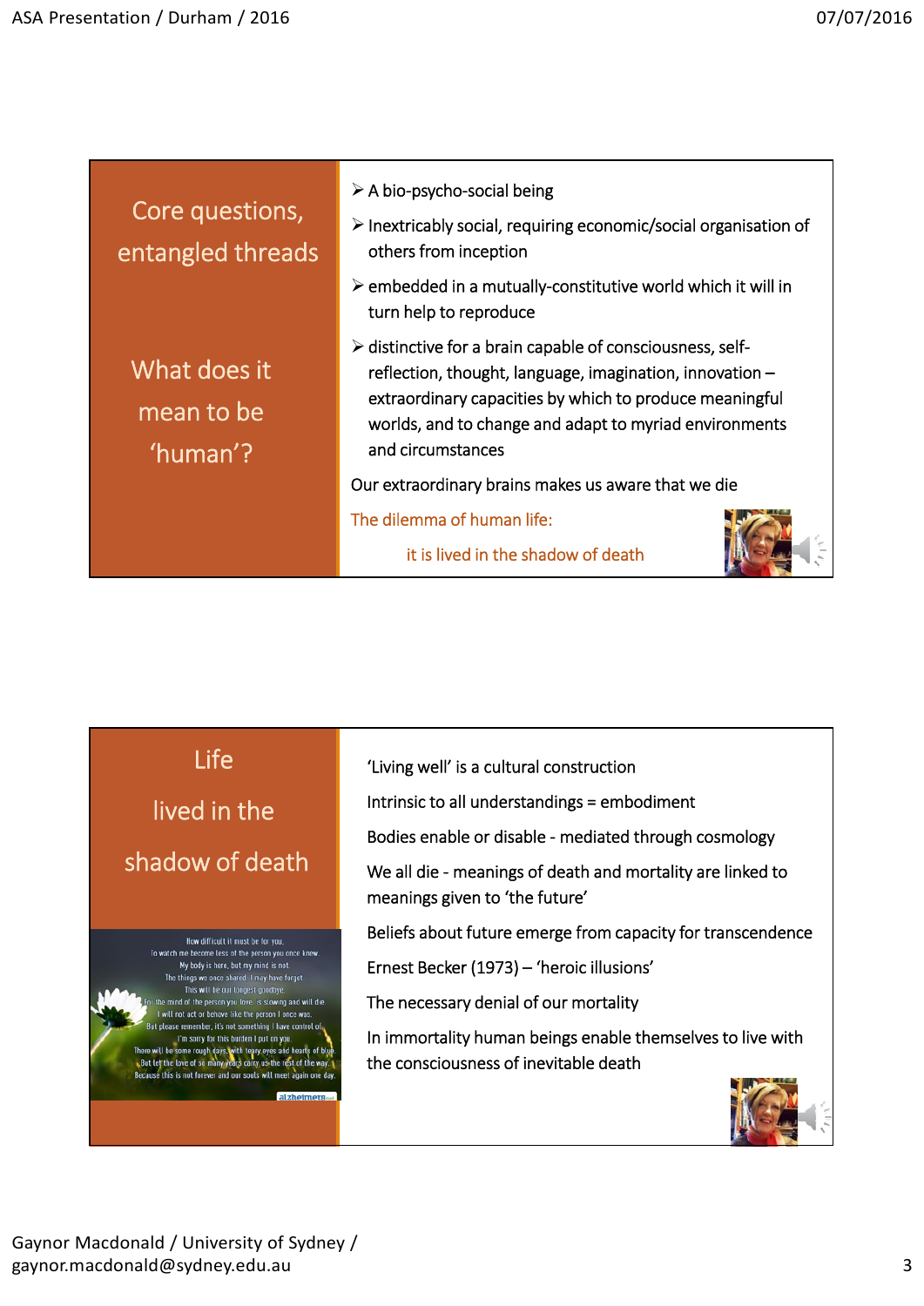## Core questions, entangled threads

### What does it mean to be 'human'?

- A bio-psycho-social being
- Inextricably social, requiring economic/social organisation of others from inception
- embedded in a mutually-constitutive world which it will in turn help to reproduce
- distinctive for a brain capable of consciousness, self-reflection, thought, language, imagination, innovation – extraordinary capacities by which to produce meaningful worlds, and to change and adapt to myriad environments and circumstances

Our extraordinary brains makes us aware that we die

The dilemma of human life:

it is lived in the shadow of death

## Life lived in the shadow of death

How difficult it must be for you.
To watch me become less of the person you once knew.
My body is here, but my mind is not.
The things we once shared, I may have forgot.
This will be our longest goodbye.
For the mind of the person you love, is slowing and will die.
I will not act or behave like the person I once was.
But please remember, it's not something I have control of.
I'm sorry for this burden I put on you.
There will be some rough days, with teary eyes and hearts of blue.
But let the love of so many years carry us the rest of the way.
Because this is not forever and our souls will meet again one day.

alzheimers

'Living well' is a cultural construction

Intrinsic to all understandings = embodiment

Bodies enable or disable - mediated through cosmology

We all die - meanings of death and mortality are linked to meanings given to 'the future'

Beliefs about future emerge from capacity for transcendence

Ernest Becker (1973) – 'heroic illusions'

The necessary denial of our mortality

In immortality human beings enable themselves to live with the consciousness of inevitable death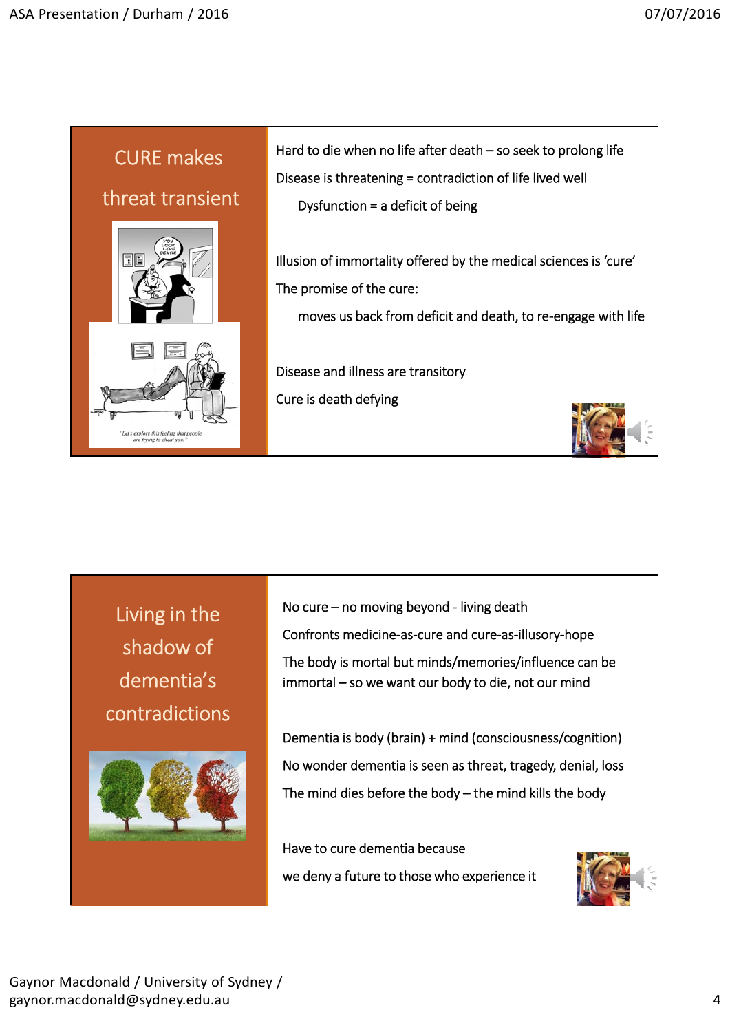## CURE makes threat transient

Hard to die when no life after death – so seek to prolong life

Disease is threatening = contradiction of life lived well

Dysfunction = a deficit of being

Illusion of immortality offered by the medical sciences is 'cure'

The promise of the cure:

moves us back from deficit and death, to re-engage with life

Disease and illness are transitory

Cure is death defying

## Living in the shadow of dementia's contradictions

No cure – no moving beyond - living death

Confronts medicine-as-cure and cure-as-illusory-hope

The body is mortal but minds/memories/influence can be immortal – so we want our body to die, not our mind

Dementia is body (brain) + mind (consciousness/cognition)

No wonder dementia is seen as threat, tragedy, denial, loss

The mind dies before the body – the mind kills the body

Have to cure dementia because

we deny a future to those who experience it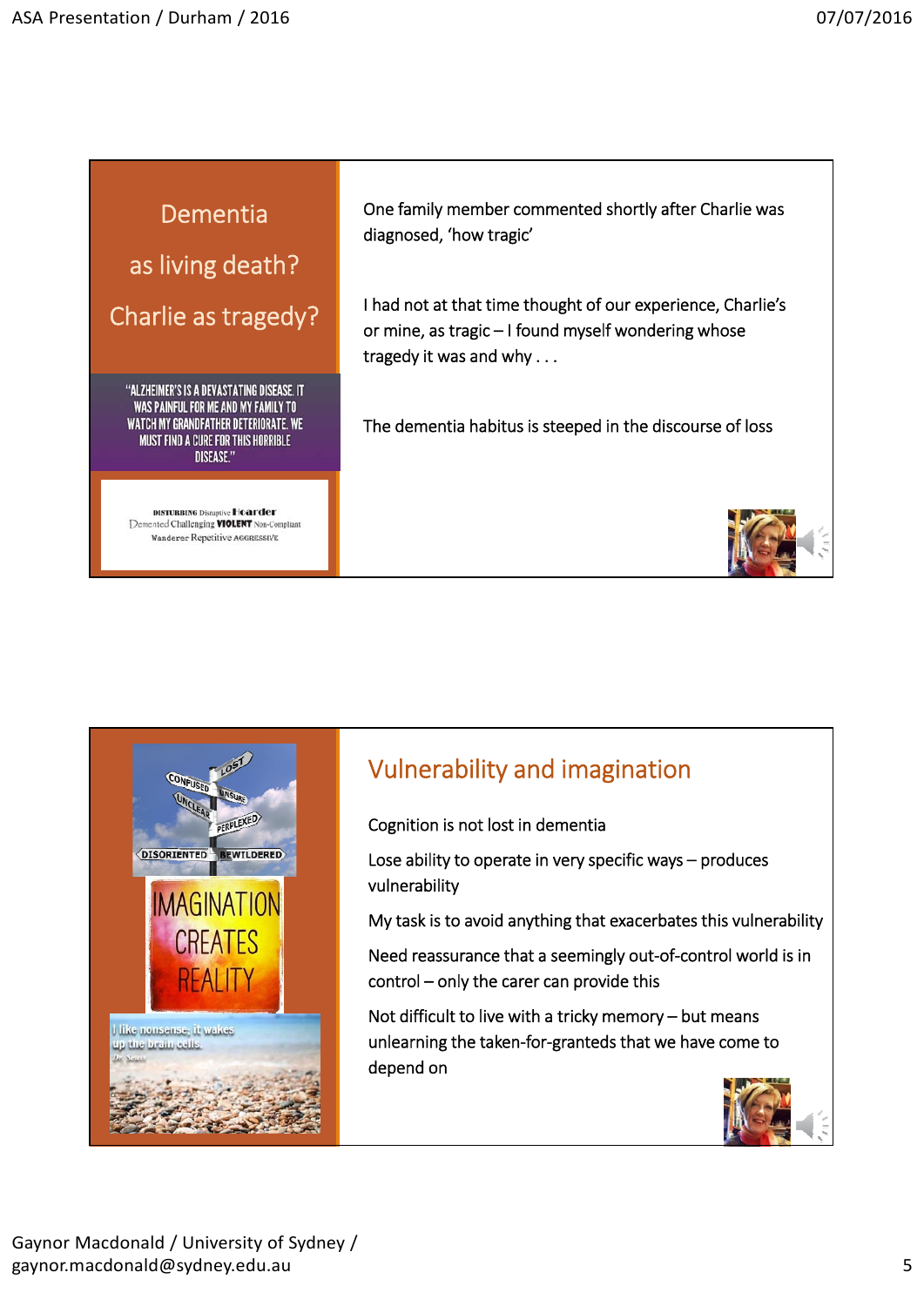## Dementia as living death? Charlie as tragedy?

"ALZHEIMER'S IS A DEVASTATING DISEASE. IT WAS PAINFUL FOR ME AND MY FAMILY TO WATCH MY GRANDFATHER DETERIORATE. WE MUST FIND A CURE FOR THIS HORRIBLE DISEASE."

DISTURBING Disruptive Hoarder Demented Challenging VIOLENT Non-Compliant Wanderer Repetitive AGGRESSIVE

One family member commented shortly after Charlie was diagnosed, 'how tragic'

I had not at that time thought of our experience, Charlie's or mine, as tragic – I found myself wondering whose tragedy it was and why . . .

The dementia habitus is steeped in the discourse of loss

## Vulnerability and imagination

CONFUSED LOST UNSURE UNCLEAR PERPLEXED DISORIENTED BEWILDERED

IMAGINATION CREATES REALITY

I like nonsense, it wakes up the brain cells. Dr. Seuss

Cognition is not lost in dementia

Lose ability to operate in very specific ways – produces vulnerability

My task is to avoid anything that exacerbates this vulnerability

Need reassurance that a seemingly out-of-control world is in control – only the carer can provide this

Not difficult to live with a tricky memory – but means unlearning the taken-for-granteds that we have come to depend on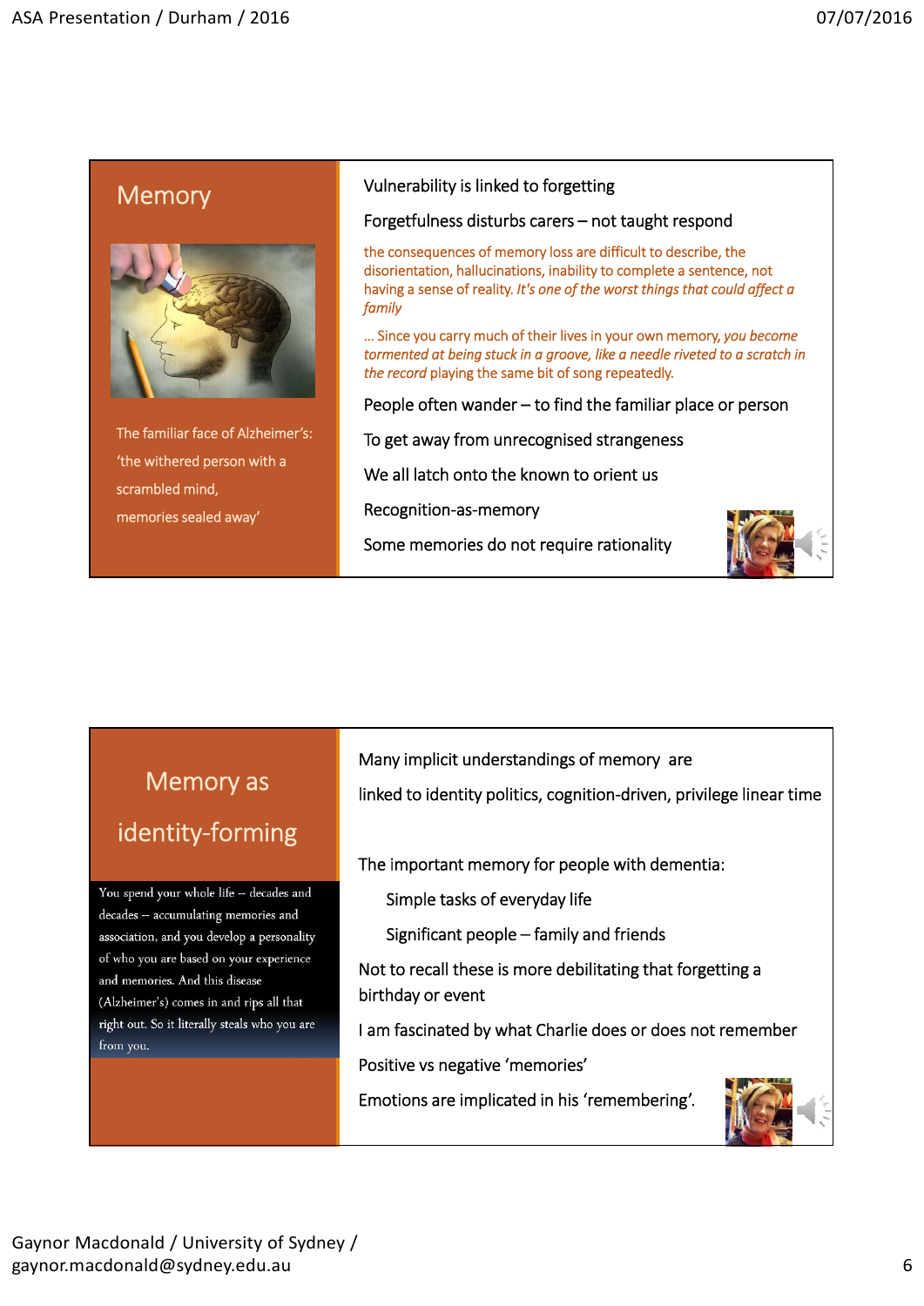## Memory

The familiar face of Alzheimer's: 'the withered person with a scrambled mind, memories sealed away'

Vulnerability is linked to forgetting

Forgetfulness disturbs carers – not taught respond

the consequences of memory loss are difficult to describe, the disorientation, hallucinations, inability to complete a sentence, not having a sense of reality. *It's one of the worst things that could affect a family*

… Since you carry much of their lives in your own memory, *you become tormented at being stuck in a groove, like a needle riveted to a scratch in the record* playing the same bit of song repeatedly.

People often wander – to find the familiar place or person

To get away from unrecognised strangeness

We all latch onto the known to orient us

Recognition-as-memory

Some memories do not require rationality

## Memory as identity-forming

You spend your whole life -- decades and decades -- accumulating memories and association, and you develop a personality of who you are based on your experience and memories. And this disease (Alzheimer's) comes in and rips all that right out. So it literally steals who you are from you.

Many implicit understandings of memory are

linked to identity politics, cognition-driven, privilege linear time

The important memory for people with dementia:

- Simple tasks of everyday life
- Significant people – family and friends

Not to recall these is more debilitating that forgetting a birthday or event

I am fascinated by what Charlie does or does not remember

Positive vs negative 'memories'

Emotions are implicated in his 'remembering'.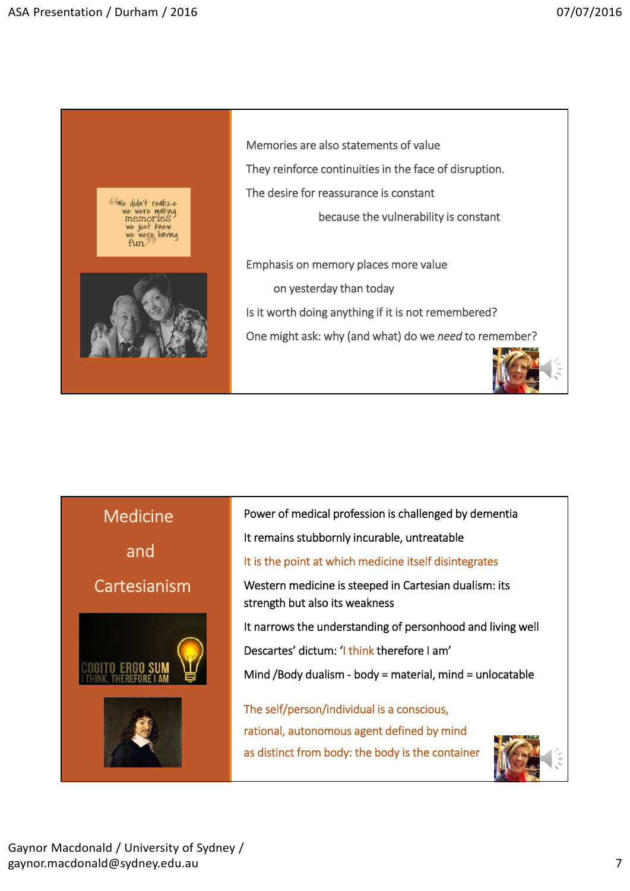Memories are also statements of value

They reinforce continuities in the face of disruption.

The desire for reassurance is constant

because the vulnerability is constant

Emphasis on memory places more value

on yesterday than today

Is it worth doing anything if it is not remembered?

One might ask: why (and what) do we *need* to remember?

## Medicine and Cartesianism

Power of medical profession is challenged by dementia

It remains stubbornly incurable, untreatable

It is the point at which medicine itself disintegrates

Western medicine is steeped in Cartesian dualism: its strength but also its weakness

It narrows the understanding of personhood and living well

Descartes' dictum: 'I think therefore I am'

Mind /Body dualism - body = material, mind = unlocatable

The self/person/individual is a conscious, rational, autonomous agent defined by mind as distinct from body: the body is the container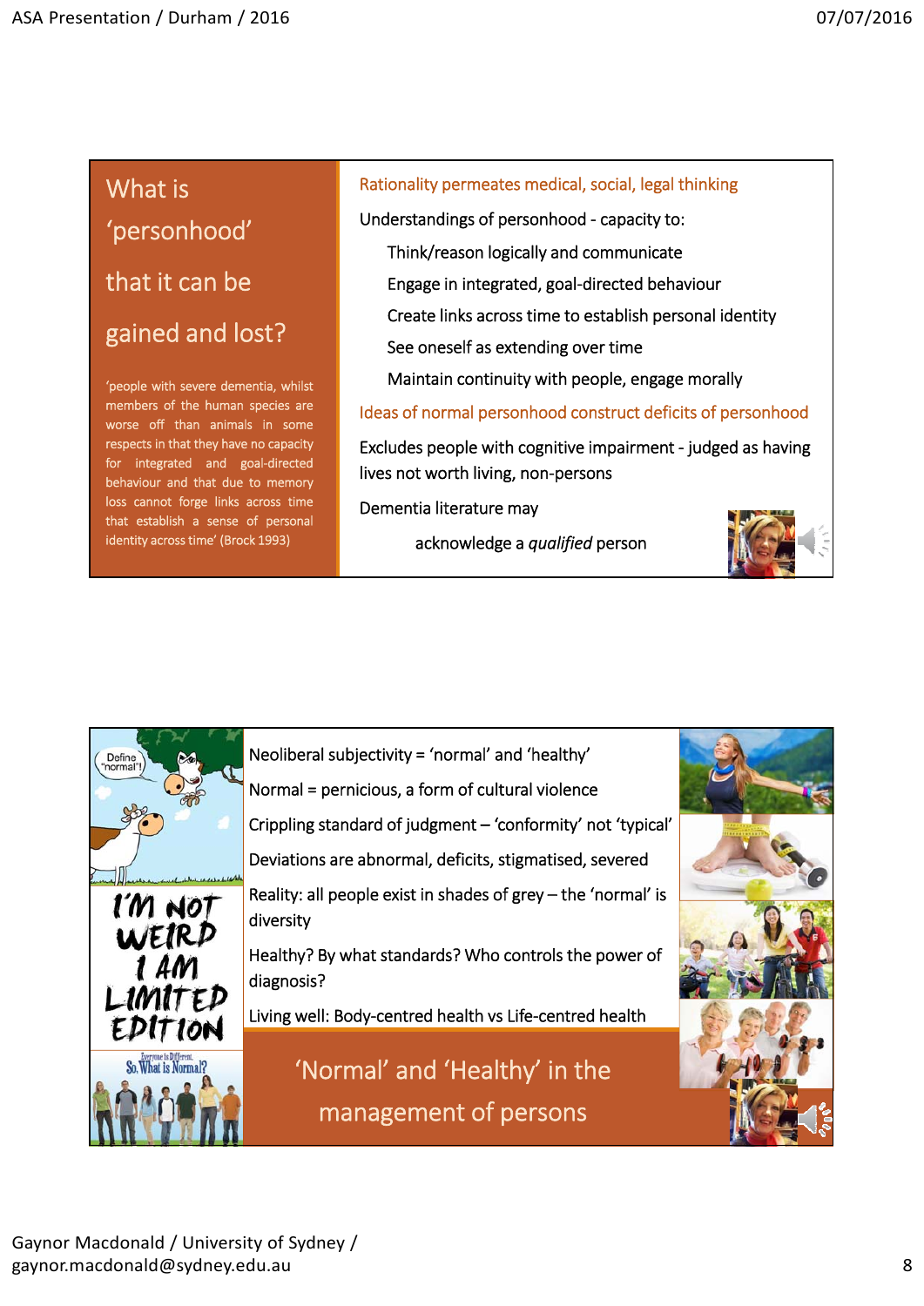## What is 'personhood' that can be gained and lost?

'people with severe dementia, whilst members of the human species are worse off than animals in some respects in that they have no capacity for integrated and goal-directed behaviour and that due to memory loss cannot forge links across time that establish a sense of personal identity across time' (Brock 1993)

Rationality permeates medical, social, legal thinking

Understandings of personhood - capacity to:

- Think/reason logically and communicate
- Engage in integrated, goal-directed behaviour
- Create links across time to establish personal identity
- See oneself as extending over time
- Maintain continuity with people, engage morally

Ideas of normal personhood construct deficits of personhood

Excludes people with cognitive impairment - judged as having lives not worth living, non-persons

Dementia literature may

acknowledge a *qualified* person

## 'Normal' and 'Healthy' in the management of persons

Neoliberal subjectivity = 'normal' and 'healthy'

Normal = pernicious, a form of cultural violence

Crippling standard of judgment – 'conformity' not 'typical'

Deviations are abnormal, deficits, stigmatised, severed

Reality: all people exist in shades of grey – the 'normal' is diversity

Healthy? By what standards? Who controls the power of diagnosis?

Living well: Body-centred health vs Life-centred health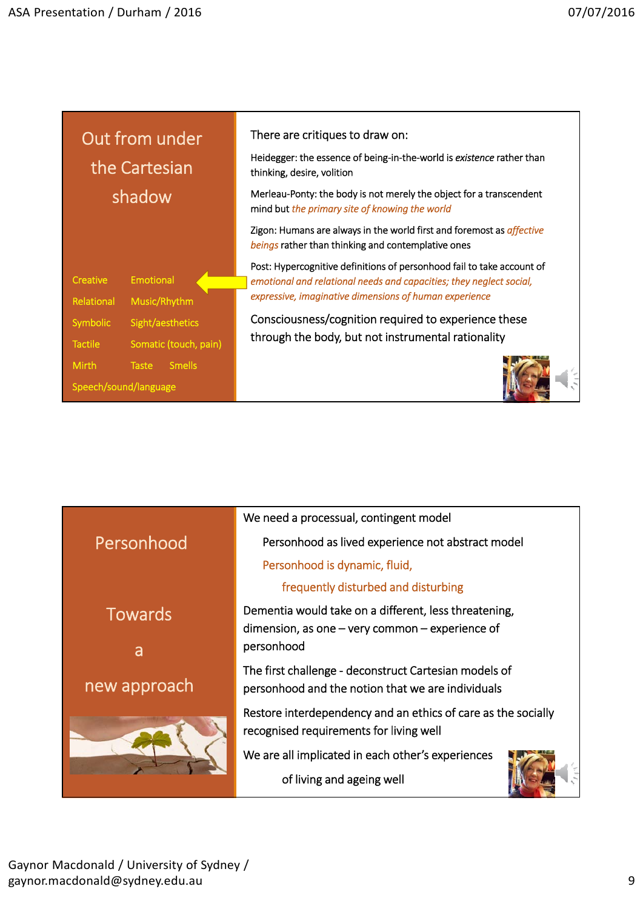## Out from under the Cartesian shadow

Creative — Emotional
Relational — Music/Rhythm
Symbolic — Sight/aesthetics
Tactile — Somatic (touch, pain)
Mirth — Taste — Smells
Speech/sound/language

There are critiques to draw on:

Heidegger: the essence of being-in-the-world is *existence* rather than thinking, desire, volition

Merleau-Ponty: the body is not merely the object for a transcendent mind but *the primary site of knowing the world*

Zigon: Humans are always in the world first and foremost as *affective beings* rather than thinking and contemplative ones

Post: Hypercognitive definitions of personhood fail to take account of *emotional and relational needs and capacities; they neglect social, expressive, imaginative dimensions of human experience*

Consciousness/cognition required to experience these through the body, but not instrumental rationality

## Personhood

## Towards a new approach

We need a processual, contingent model

Personhood as lived experience not abstract model

Personhood is dynamic, fluid,

frequently disturbed and disturbing

Dementia would take on a different, less threatening, dimension, as one – very common – experience of personhood

The first challenge - deconstruct Cartesian models of personhood and the notion that we are individuals

Restore interdependency and an ethics of care as the socially recognised requirements for living well

We are all implicated in each other's experiences of living and ageing well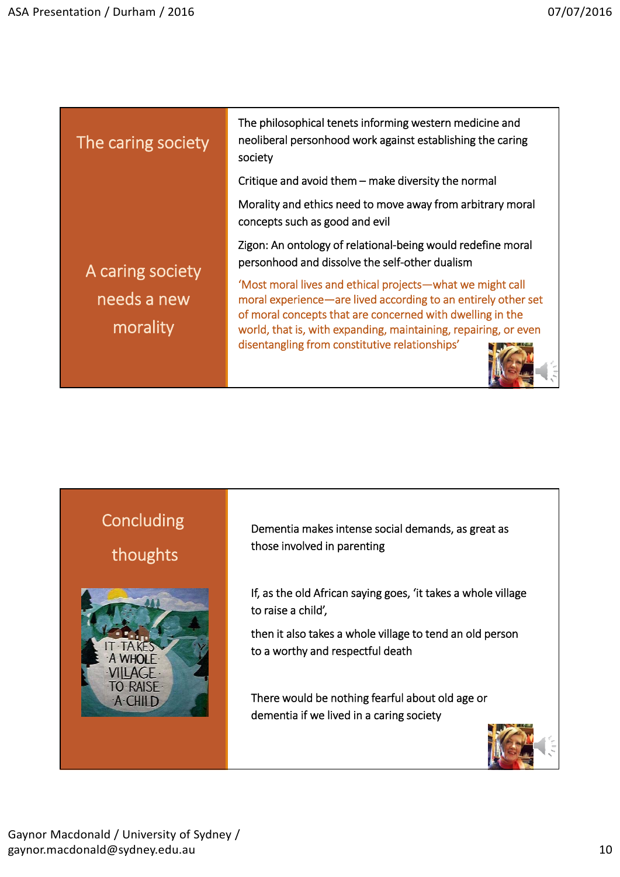## The caring society

### A caring society needs a new morality

The philosophical tenets informing western medicine and neoliberal personhood work against establishing the caring society

Critique and avoid them – make diversity the normal

Morality and ethics need to move away from arbitrary moral concepts such as good and evil

Zigon: An ontology of relational-being would redefine moral personhood and dissolve the self-other dualism

'Most moral lives and ethical projects—what we might call moral experience—are lived according to an entirely other set of moral concepts that are concerned with dwelling in the world, that is, with expanding, maintaining, repairing, or even disentangling from constitutive relationships'

## Concluding thoughts

IT TAKES A WHOLE VILLAGE TO RAISE A CHILD

Dementia makes intense social demands, as great as those involved in parenting

If, as the old African saying goes, 'it takes a whole village to raise a child',

then it also takes a whole village to tend an old person to a worthy and respectful death

There would be nothing fearful about old age or dementia if we lived in a caring society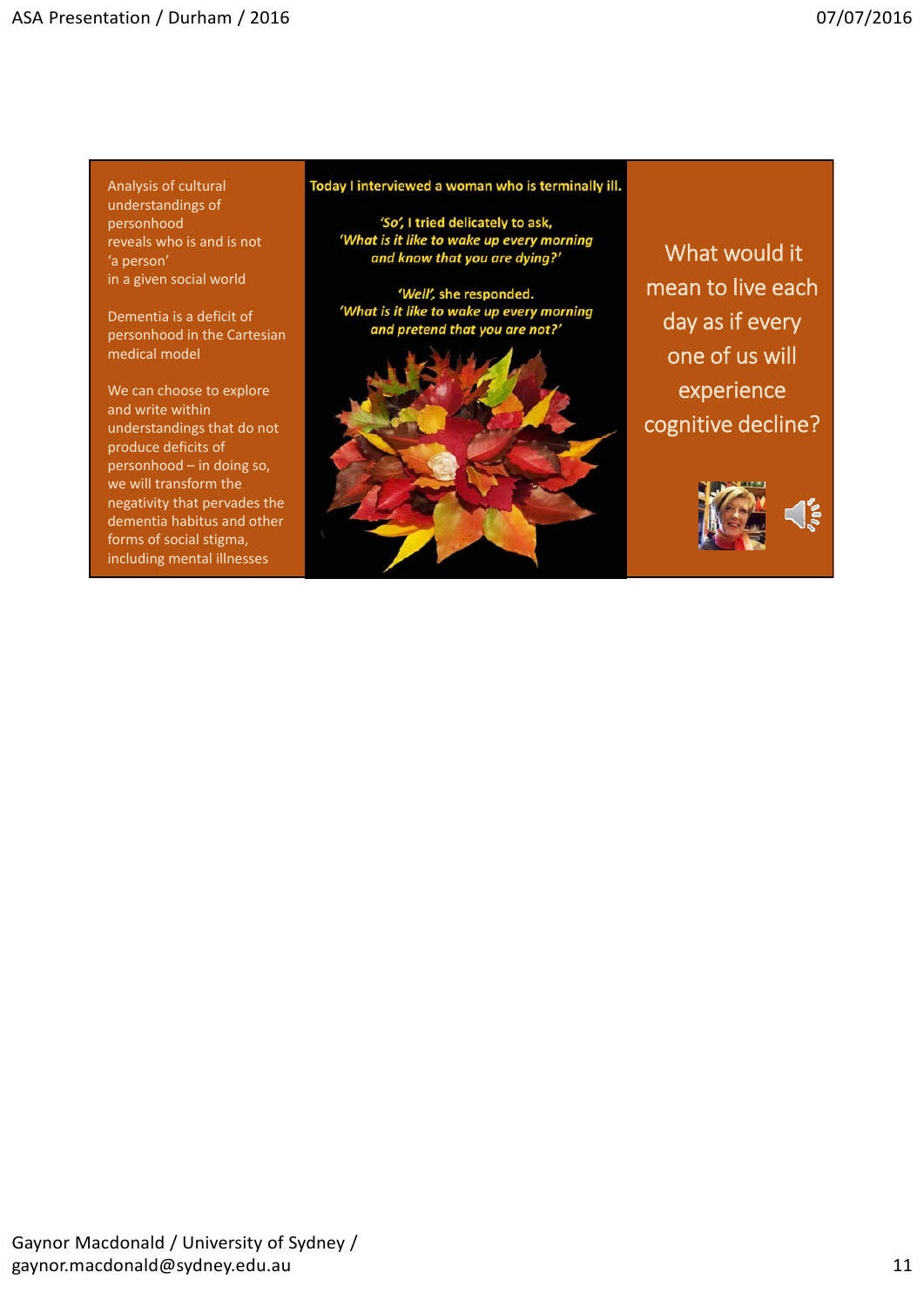Analysis of cultural understandings of personhood reveals who is and is not 'a person' in a given social world

Dementia is a deficit of personhood in the Cartesian medical model

We can choose to explore and write within understandings that do not produce deficits of personhood – in doing so, we will transform the negativity that pervades the dementia habitus and other forms of social stigma, including mental illnesses

**Today I interviewed a woman who is terminally ill.**

*'So',* I tried delicately to ask,
*'What is it like to wake up every morning and know that you are dying?'*

*'Well',* she responded.
*'What is it like to wake up every morning and pretend that you are not?'*

What would it mean to live each day as if every one of us will experience cognitive decline?

Gaynor Macdonald / University of Sydney / gaynor.macdonald@sydney.edu.au